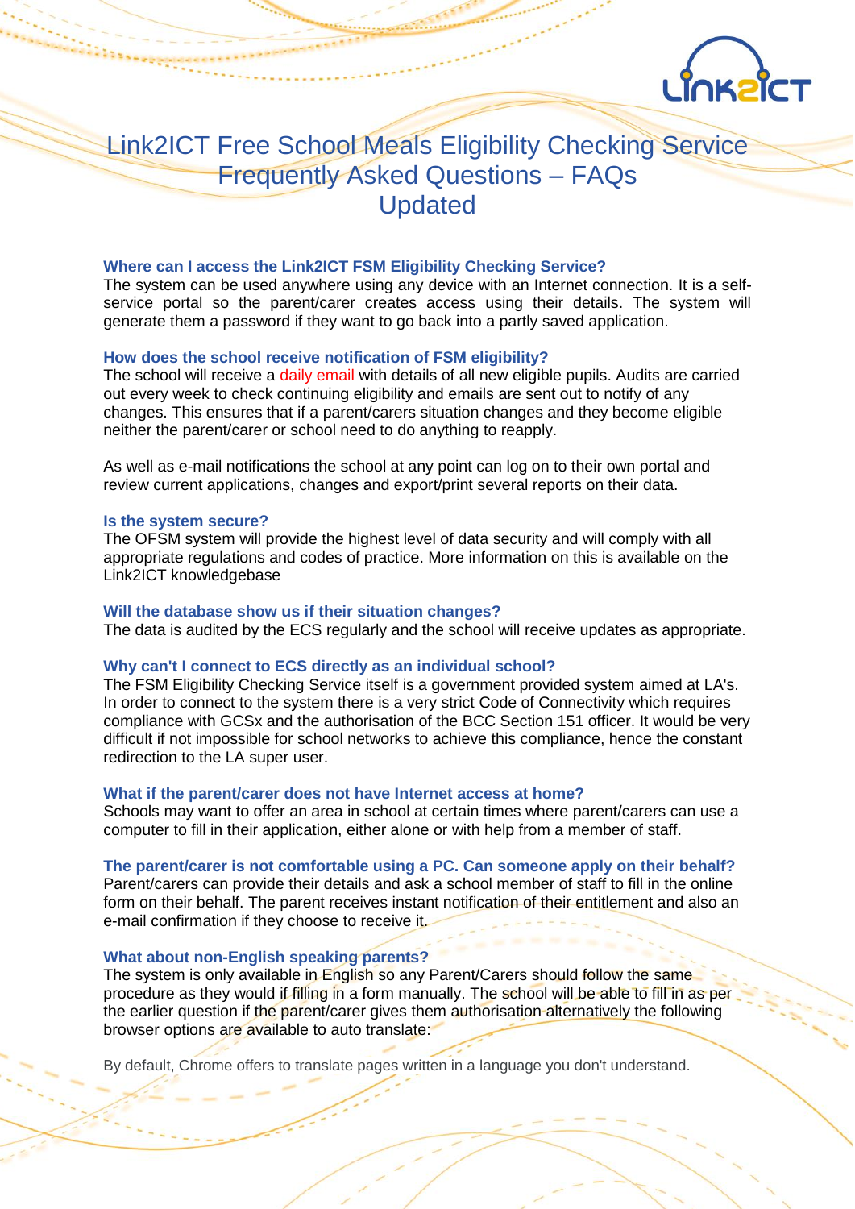# Link2ICT Free School Meals Eligibility Checking Service Frequently Asked Questions – FAQs Updated

### Where can I access the Link2ICT FSM Eligibility Checking Service?

The system can be used anywhere using any device with an Internet connection. It is a self-service portal so the parent/carer creates access using their details. The system will generate them a password if they want to go back into a partly saved application.

### How does the school receive notification of FSM eligibility?

The school will receive a daily email with details of all new eligible pupils. Audits are carried out every week to check continuing eligibility and emails are sent out to notify of any changes. This ensures that if a parent/carers situation changes and they become eligible neither the parent/carer or school need to do anything to reapply.

As well as e-mail notifications the school at any point can log on to their own portal and review current applications, changes and export/print several reports on their data.

### Is the system secure?

The OFSM system will provide the highest level of data security and will comply with all appropriate regulations and codes of practice. More information on this is available on the Link2ICT knowledgebase

### Will the database show us if their situation changes?

The data is audited by the ECS regularly and the school will receive updates as appropriate.

### Why can't I connect to ECS directly as an individual school?

The FSM Eligibility Checking Service itself is a government provided system aimed at LA's. In order to connect to the system there is a very strict Code of Connectivity which requires compliance with GCSx and the authorisation of the BCC Section 151 officer. It would be very difficult if not impossible for school networks to achieve this compliance, hence the constant redirection to the LA super user.

### What if the parent/carer does not have Internet access at home?

Schools may want to offer an area in school at certain times where parent/carers can use a computer to fill in their application, either alone or with help from a member of staff.

### The parent/carer is not comfortable using a PC. Can someone apply on their behalf?

Parent/carers can provide their details and ask a school member of staff to fill in the online form on their behalf. The parent receives instant notification of their entitlement and also an e-mail confirmation if they choose to receive it.

### What about non-English speaking parents?

The system is only available in English so any Parent/Carers should follow the same procedure as they would if filling in a form manually. The school will be able to fill in as per the earlier question if the parent/carer gives them authorisation alternatively the following browser options are available to auto translate:

By default, Chrome offers to translate pages written in a language you don't understand.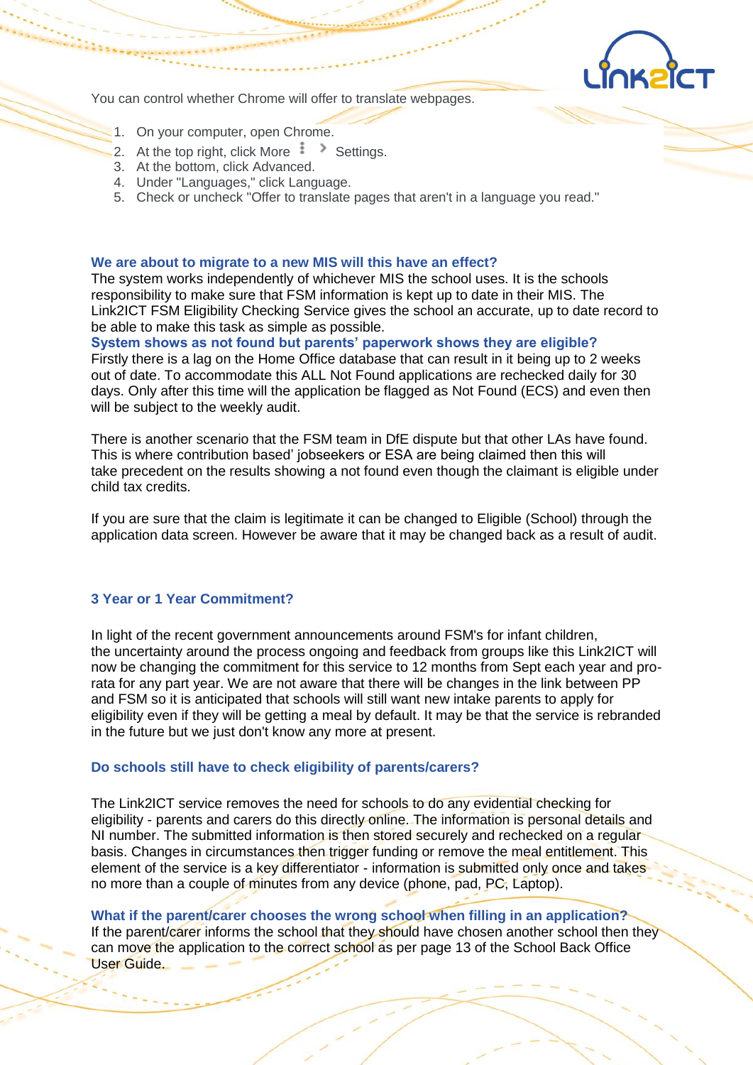You can control whether Chrome will offer to translate webpages.

1. On your computer, open Chrome.
2. At the top right, click More ⋮ > Settings.
3. At the bottom, click Advanced.
4. Under "Languages," click Language.
5. Check or uncheck "Offer to translate pages that aren't in a language you read."

### We are about to migrate to a new MIS will this have an effect?

The system works independently of whichever MIS the school uses. It is the schools responsibility to make sure that FSM information is kept up to date in their MIS. The Link2ICT FSM Eligibility Checking Service gives the school an accurate, up to date record to be able to make this task as simple as possible.

### System shows as not found but parents' paperwork shows they are eligible?

Firstly there is a lag on the Home Office database that can result in it being up to 2 weeks out of date. To accommodate this ALL Not Found applications are rechecked daily for 30 days. Only after this time will the application be flagged as Not Found (ECS) and even then will be subject to the weekly audit.

There is another scenario that the FSM team in DfE dispute but that other LAs have found. This is where contribution based' jobseekers or ESA are being claimed then this will take precedent on the results showing a not found even though the claimant is eligible under child tax credits.

If you are sure that the claim is legitimate it can be changed to Eligible (School) through the application data screen. However be aware that it may be changed back as a result of audit.

### 3 Year or 1 Year Commitment?

In light of the recent government announcements around FSM's for infant children, the uncertainty around the process ongoing and feedback from groups like this Link2ICT will now be changing the commitment for this service to 12 months from Sept each year and pro-rata for any part year. We are not aware that there will be changes in the link between PP and FSM so it is anticipated that schools will still want new intake parents to apply for eligibility even if they will be getting a meal by default. It may be that the service is rebranded in the future but we just don't know any more at present.

### Do schools still have to check eligibility of parents/carers?

The Link2ICT service removes the need for schools to do any evidential checking for eligibility - parents and carers do this directly online. The information is personal details and NI number. The submitted information is then stored securely and rechecked on a regular basis. Changes in circumstances then trigger funding or remove the meal entitlement. This element of the service is a key differentiator - information is submitted only once and takes no more than a couple of minutes from any device (phone, pad, PC, Laptop).

### What if the parent/carer chooses the wrong school when filling in an application?

If the parent/carer informs the school that they should have chosen another school then they can move the application to the correct school as per page 13 of the School Back Office User Guide.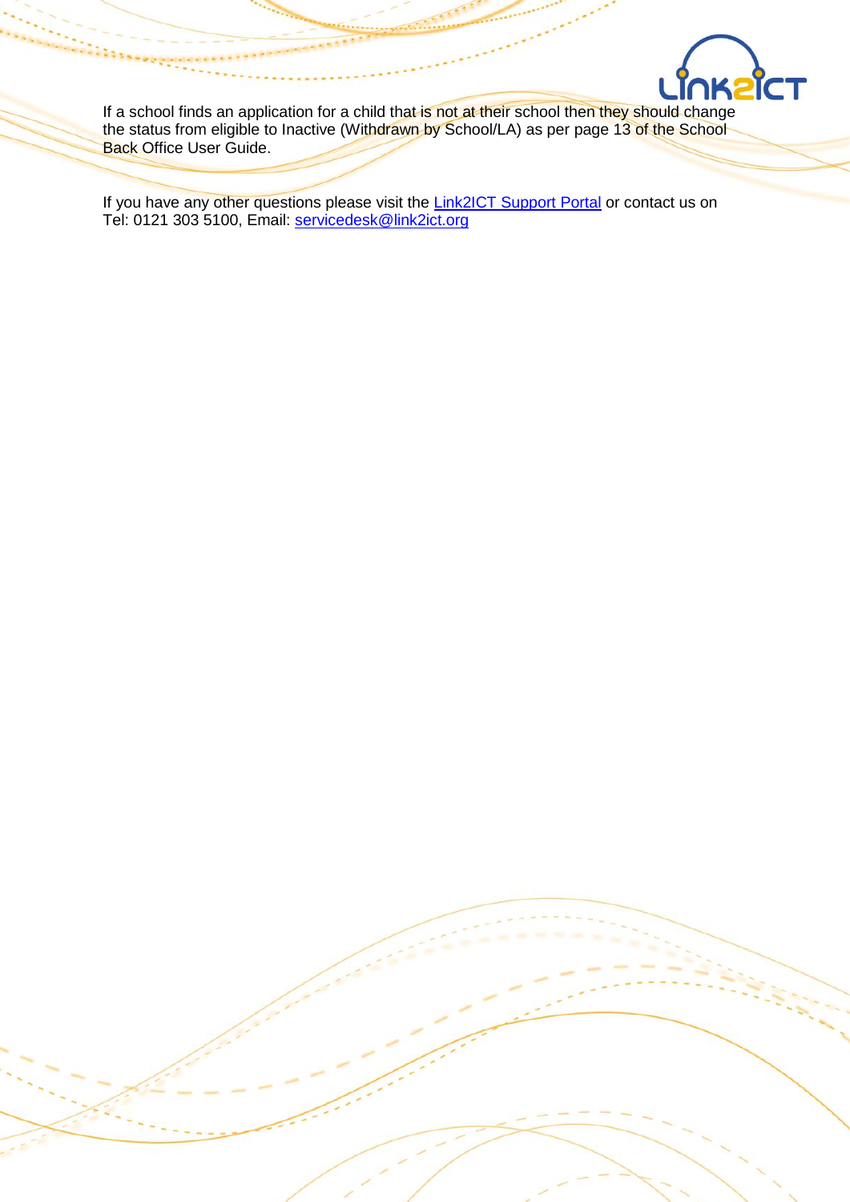If a school finds an application for a child that is not at their school then they should change the status from eligible to Inactive (Withdrawn by School/LA) as per page 13 of the School Back Office User Guide.

If you have any other questions please visit the Link2ICT Support Portal or contact us on Tel: 0121 303 5100, Email: servicedesk@link2ict.org